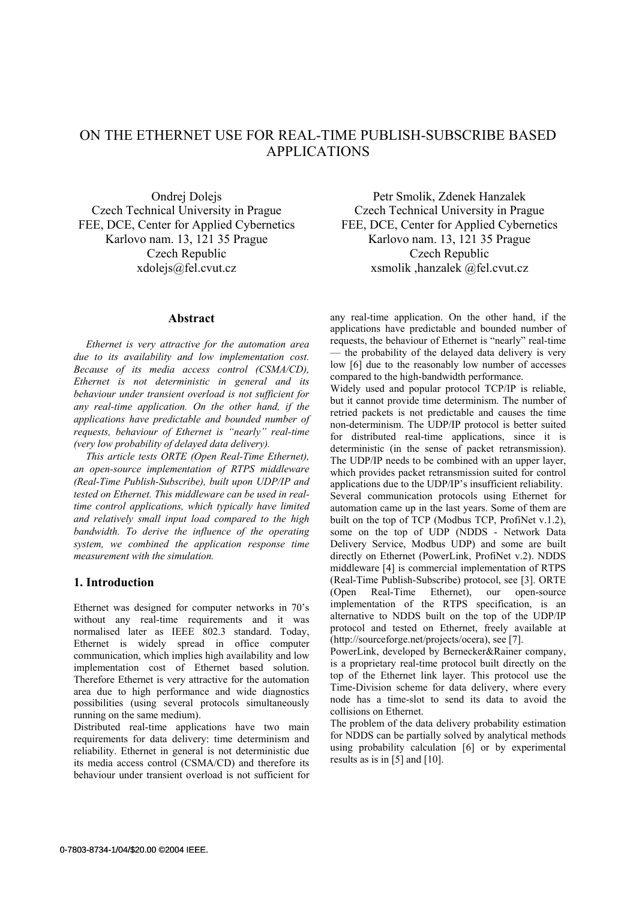# ON THE ETHERNET USE FOR REAL-TIME PUBLISH-SUBSCRIBE BASED APPLICATIONS

Ondrej Dolejs
Czech Technical University in Prague
FEE, DCE, Center for Applied Cybernetics
Karlovo nam. 13, 121 35 Prague
Czech Republic
xdolejs@fel.cvut.cz

Petr Smolik, Zdenek Hanzalek
Czech Technical University in Prague
FEE, DCE, Center for Applied Cybernetics
Karlovo nam. 13, 121 35 Prague
Czech Republic
xsmolik ,hanzalek @fel.cvut.cz

## Abstract

*Ethernet is very attractive for the automation area due to its availability and low implementation cost. Because of its media access control (CSMA/CD), Ethernet is not deterministic in general and its behaviour under transient overload is not sufficient for any real-time application. On the other hand, if the applications have predictable and bounded number of requests, behaviour of Ethernet is "nearly" real-time (very low probability of delayed data delivery).*

*This article tests ORTE (Open Real-Time Ethernet), an open-source implementation of RTPS middleware (Real-Time Publish-Subscribe), built upon UDP/IP and tested on Ethernet. This middleware can be used in real-time control applications, which typically have limited and relatively small input load compared to the high bandwidth. To derive the influence of the operating system, we combined the application response time measurement with the simulation.*

## 1. Introduction

Ethernet was designed for computer networks in 70's without any real-time requirements and it was normalised later as IEEE 802.3 standard. Today, Ethernet is widely spread in office computer communication, which implies high availability and low implementation cost of Ethernet based solution. Therefore Ethernet is very attractive for the automation area due to high performance and wide diagnostics possibilities (using several protocols simultaneously running on the same medium).

Distributed real-time applications have two main requirements for data delivery: time determinism and reliability. Ethernet in general is not deterministic due its media access control (CSMA/CD) and therefore its behaviour under transient overload is not sufficient for any real-time application. On the other hand, if the applications have predictable and bounded number of requests, the behaviour of Ethernet is "nearly" real-time — the probability of the delayed data delivery is very low [6] due to the reasonably low number of accesses compared to the high-bandwidth performance.

Widely used and popular protocol TCP/IP is reliable, but it cannot provide time determinism. The number of retried packets is not predictable and causes the time non-determinism. The UDP/IP protocol is better suited for distributed real-time applications, since it is deterministic (in the sense of packet retransmission). The UDP/IP needs to be combined with an upper layer, which provides packet retransmission suited for control applications due to the UDP/IP's insufficient reliability.

Several communication protocols using Ethernet for automation came up in the last years. Some of them are built on the top of TCP (Modbus TCP, ProfiNet v.1.2), some on the top of UDP (NDDS - Network Data Delivery Service, Modbus UDP) and some are built directly on Ethernet (PowerLink, ProfiNet v.2). NDDS middleware [4] is commercial implementation of RTPS (Real-Time Publish-Subscribe) protocol, see [3]. ORTE (Open Real-Time Ethernet), our open-source implementation of the RTPS specification, is an alternative to NDDS built on the top of the UDP/IP protocol and tested on Ethernet, freely available at (http://sourceforge.net/projects/ocera), see [7].

PowerLink, developed by Bernecker&Rainer company, is a proprietary real-time protocol built directly on the top of the Ethernet link layer. This protocol use the Time-Division scheme for data delivery, where every node has a time-slot to send its data to avoid the collisions on Ethernet.

The problem of the data delivery probability estimation for NDDS can be partially solved by analytical methods using probability calculation [6] or by experimental results as is in [5] and [10].

0-7803-8734-1/04/$20.00 ©2004 IEEE.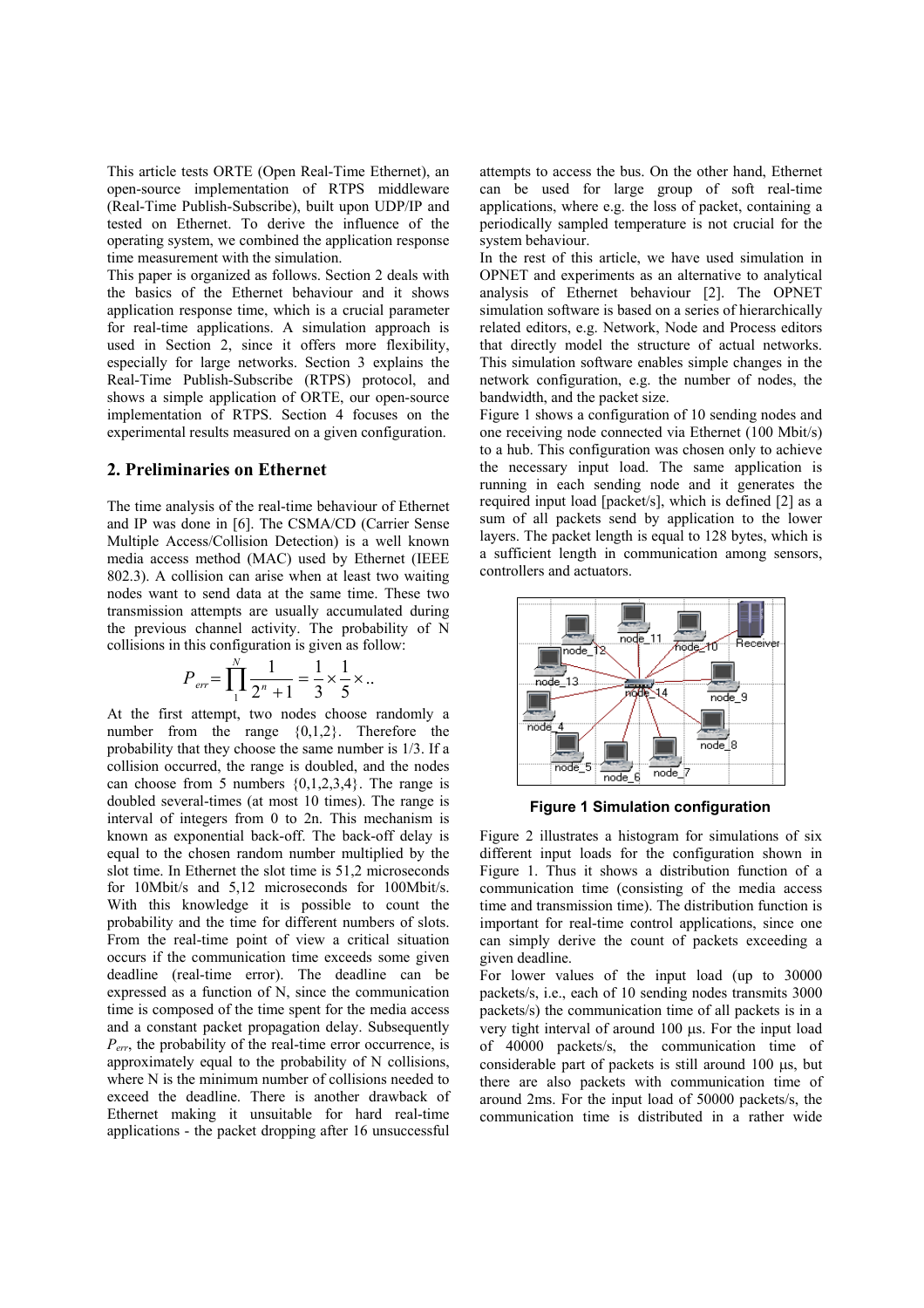This article tests ORTE (Open Real-Time Ethernet), an open-source implementation of RTPS middleware (Real-Time Publish-Subscribe), built upon UDP/IP and tested on Ethernet. To derive the influence of the operating system, we combined the application response time measurement with the simulation.

This paper is organized as follows. Section 2 deals with the basics of the Ethernet behaviour and it shows application response time, which is a crucial parameter for real-time applications. A simulation approach is used in Section 2, since it offers more flexibility, especially for large networks. Section 3 explains the Real-Time Publish-Subscribe (RTPS) protocol, and shows a simple application of ORTE, our open-source implementation of RTPS. Section 4 focuses on the experimental results measured on a given configuration.

## 2. Preliminaries on Ethernet

The time analysis of the real-time behaviour of Ethernet and IP was done in [6]. The CSMA/CD (Carrier Sense Multiple Access/Collision Detection) is a well known media access method (MAC) used by Ethernet (IEEE 802.3). A collision can arise when at least two waiting nodes want to send data at the same time. These two transmission attempts are usually accumulated during the previous channel activity. The probability of N collisions in this configuration is given as follow:

$$P_{err} = \prod_{1}^{N} \frac{1}{2^n + 1} = \frac{1}{3} \times \frac{1}{5} \times ..$$

At the first attempt, two nodes choose randomly a number from the range {0,1,2}. Therefore the probability that they choose the same number is 1/3. If a collision occurred, the range is doubled, and the nodes can choose from 5 numbers {0,1,2,3,4}. The range is doubled several-times (at most 10 times). The range is interval of integers from 0 to 2n. This mechanism is known as exponential back-off. The back-off delay is equal to the chosen random number multiplied by the slot time. In Ethernet the slot time is 51,2 microseconds for 10Mbit/s and 5,12 microseconds for 100Mbit/s. With this knowledge it is possible to count the probability and the time for different numbers of slots. From the real-time point of view a critical situation occurs if the communication time exceeds some given deadline (real-time error). The deadline can be expressed as a function of N, since the communication time is composed of the time spent for the media access and a constant packet propagation delay. Subsequently $P_{err}$, the probability of the real-time error occurrence, is approximately equal to the probability of N collisions, where N is the minimum number of collisions needed to exceed the deadline. There is another drawback of Ethernet making it unsuitable for hard real-time applications - the packet dropping after 16 unsuccessful attempts to access the bus. On the other hand, Ethernet can be used for large group of soft real-time applications, where e.g. the loss of packet, containing a periodically sampled temperature is not crucial for the system behaviour.

In the rest of this article, we have used simulation in OPNET and experiments as an alternative to analytical analysis of Ethernet behaviour [2]. The OPNET simulation software is based on a series of hierarchically related editors, e.g. Network, Node and Process editors that directly model the structure of actual networks. This simulation software enables simple changes in the network configuration, e.g. the number of nodes, the bandwidth, and the packet size.

Figure 1 shows a configuration of 10 sending nodes and one receiving node connected via Ethernet (100 Mbit/s) to a hub. This configuration was chosen only to achieve the necessary input load. The same application is running in each sending node and it generates the required input load [packet/s], which is defined [2] as a sum of all packets send by application to the lower layers. The packet length is equal to 128 bytes, which is a sufficient length in communication among sensors, controllers and actuators.

**Figure 1 Simulation configuration**

Figure 2 illustrates a histogram for simulations of six different input loads for the configuration shown in Figure 1. Thus it shows a distribution function of a communication time (consisting of the media access time and transmission time). The distribution function is important for real-time control applications, since one can simply derive the count of packets exceeding a given deadline.

For lower values of the input load (up to 30000 packets/s, i.e., each of 10 sending nodes transmits 3000 packets/s) the communication time of all packets is in a very tight interval of around 100 µs. For the input load of 40000 packets/s, the communication time of considerable part of packets is still around 100 µs, but there are also packets with communication time of around 2ms. For the input load of 50000 packets/s, the communication time is distributed in a rather wide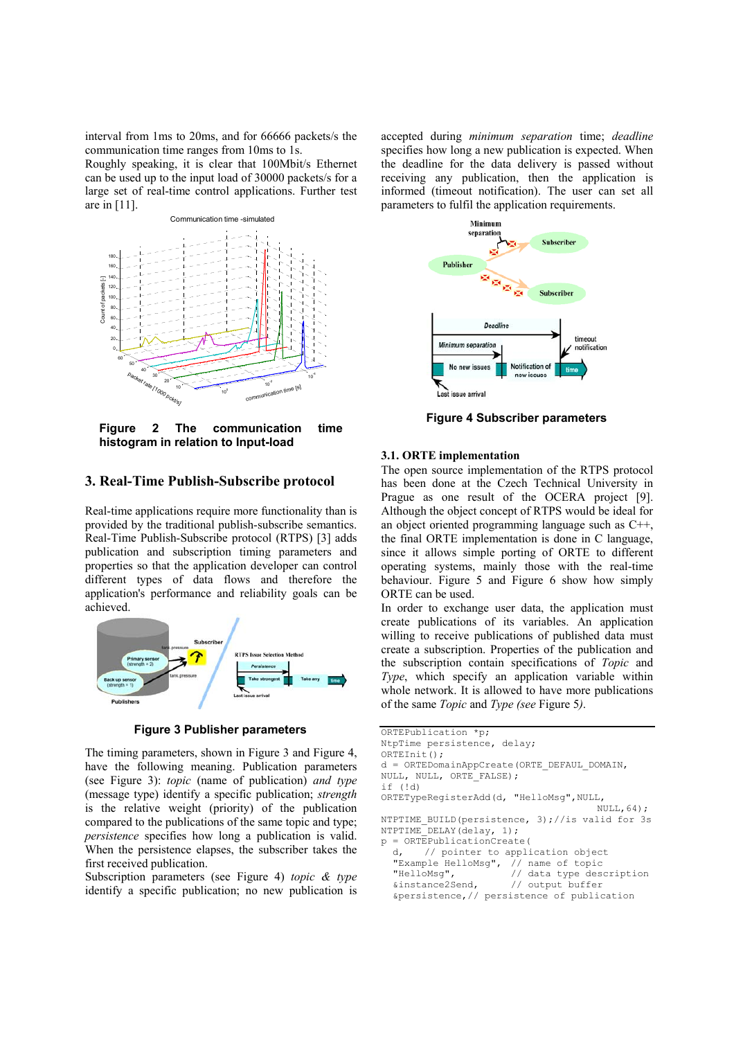interval from 1ms to 20ms, and for 66666 packets/s the communication time ranges from 10ms to 1s.
Roughly speaking, it is clear that 100Mbit/s Ethernet can be used up to the input load of 30000 packets/s for a large set of real-time control applications. Further test are in [11].

**Figure 2 The communication time histogram in relation to Input-load**

## 3. Real-Time Publish-Subscribe protocol

Real-time applications require more functionality than is provided by the traditional publish-subscribe semantics. Real-Time Publish-Subscribe protocol (RTPS) [3] adds publication and subscription timing parameters and properties so that the application developer can control different types of data flows and therefore the application's performance and reliability goals can be achieved.

**Figure 3 Publisher parameters**

The timing parameters, shown in Figure 3 and Figure 4, have the following meaning. Publication parameters (see Figure 3): *topic* (name of publication) *and type* (message type) identify a specific publication; *strength* is the relative weight (priority) of the publication compared to the publications of the same topic and type; *persistence* specifies how long a publication is valid. When the persistence elapses, the subscriber takes the first received publication.
Subscription parameters (see Figure 4) *topic & type* identify a specific publication; no new publication is accepted during *minimum separation* time; *deadline* specifies how long a new publication is expected. When the deadline for the data delivery is passed without receiving any publication, then the application is informed (timeout notification). The user can set all parameters to fulfil the application requirements.

**Figure 4 Subscriber parameters**

### 3.1. ORTE implementation

The open source implementation of the RTPS protocol has been done at the Czech Technical University in Prague as one result of the OCERA project [9]. Although the object concept of RTPS would be ideal for an object oriented programming language such as C++, the final ORTE implementation is done in C language, since it allows simple porting of ORTE to different operating systems, mainly those with the real-time behaviour. Figure 5 and Figure 6 show how simply ORTE can be used.
In order to exchange user data, the application must create publications of its variables. An application willing to receive publications of published data must create a subscription. Properties of the publication and the subscription contain specifications of *Topic* and *Type*, which specify an application variable within whole network. It is allowed to have more publications of the same *Topic* and *Type (see* Figure 5*)*.

```
ORTEPublication *p;
NtpTime persistence, delay;
ORTEInit();
d = ORTEDomainAppCreate(ORTE_DEFAUL_DOMAIN,
NULL, NULL, ORTE_FALSE);
if (!d)
ORTETypeRegisterAdd(d, "HelloMsg",NULL,
                                        NULL,64);
NTPTIME_BUILD(persistence, 3);//is valid for 3s
NTPTIME_DELAY(delay, 1);
p = ORTEPublicationCreate(
  d,    // pointer to application object
  "Example HelloMsg",  // name of topic
  "HelloMsg",          // data type description
  &instance2Send,      // output buffer
  &persistence,// persistence of publication
```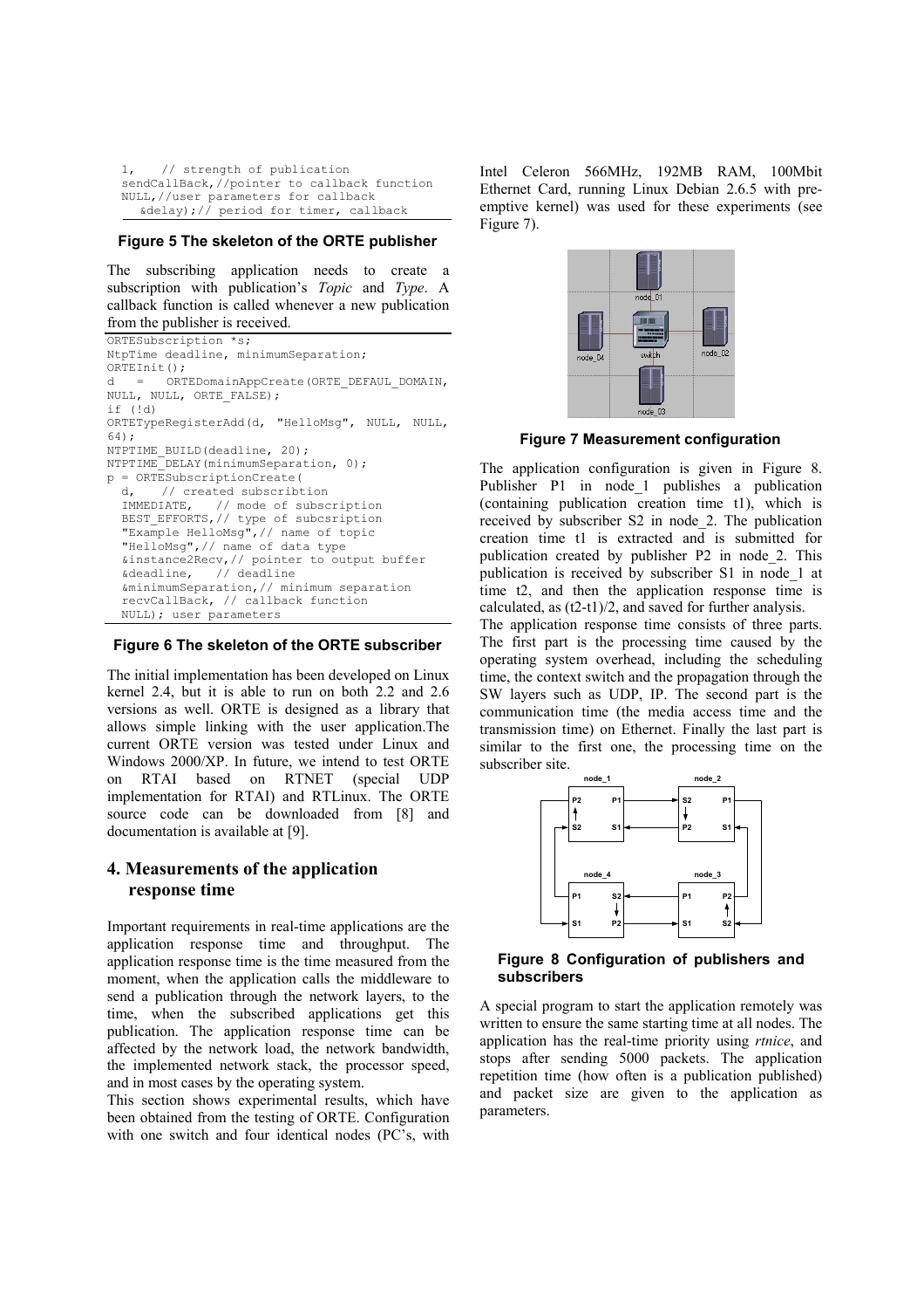```
1,   // strength of publication
sendCallBack,//pointer to callback function
NULL,//user parameters for callback
   &delay);// period for timer, callback
```

**Figure 5 The skeleton of the ORTE publisher**

The subscribing application needs to create a subscription with publication's *Topic* and *Type*. A callback function is called whenever a new publication from the publisher is received.

```
ORTESubscription *s;
NtpTime deadline, minimumSeparation;
ORTEInit();
d   =   ORTEDomainAppCreate(ORTE_DEFAUL_DOMAIN,
NULL, NULL, ORTE_FALSE);
if (!d)
ORTETypeRegisterAdd(d,  "HelloMsg",  NULL,  NULL,
64);
NTPTIME_BUILD(deadline, 20);
NTPTIME_DELAY(minimumSeparation, 0);
p = ORTESubscriptionCreate(
  d,    // created subscribtion
  IMMEDIATE,   // mode of subscription
  BEST_EFFORTS,// type of subcsription
  "Example HelloMsg",// name of topic
  "HelloMsg",// name of data type
  &instance2Recv,// pointer to output buffer
  &deadline,   // deadline
  &minimumSeparation,// minimum separation
  recvCallBack, // callback function
  NULL); user parameters
```

**Figure 6 The skeleton of the ORTE subscriber**

The initial implementation has been developed on Linux kernel 2.4, but it is able to run on both 2.2 and 2.6 versions as well. ORTE is designed as a library that allows simple linking with the user application.The current ORTE version was tested under Linux and Windows 2000/XP. In future, we intend to test ORTE on RTAI based on RTNET (special UDP implementation for RTAI) and RTLinux. The ORTE source code can be downloaded from [8] and documentation is available at [9].

## 4. Measurements of the application response time

Important requirements in real-time applications are the application response time and throughput. The application response time is the time measured from the moment, when the application calls the middleware to send a publication through the network layers, to the time, when the subscribed applications get this publication. The application response time can be affected by the network load, the network bandwidth, the implemented network stack, the processor speed, and in most cases by the operating system.

This section shows experimental results, which have been obtained from the testing of ORTE. Configuration with one switch and four identical nodes (PC's, with Intel Celeron 566MHz, 192MB RAM, 100Mbit Ethernet Card, running Linux Debian 2.6.5 with pre-emptive kernel) was used for these experiments (see Figure 7).

**Figure 7 Measurement configuration**

The application configuration is given in Figure 8. Publisher P1 in node_1 publishes a publication (containing publication creation time t1), which is received by subscriber S2 in node_2. The publication creation time t1 is extracted and is submitted for publication created by publisher P2 in node_2. This publication is received by subscriber S1 in node_1 at time t2, and then the application response time is calculated, as (t2-t1)/2, and saved for further analysis.

The application response time consists of three parts. The first part is the processing time caused by the operating system overhead, including the scheduling time, the context switch and the propagation through the SW layers such as UDP, IP. The second part is the communication time (the media access time and the transmission time) on Ethernet. Finally the last part is similar to the first one, the processing time on the subscriber site.

**Figure 8 Configuration of publishers and subscribers**

A special program to start the application remotely was written to ensure the same starting time at all nodes. The application has the real-time priority using *rtnice*, and stops after sending 5000 packets. The application repetition time (how often is a publication published) and packet size are given to the application as parameters.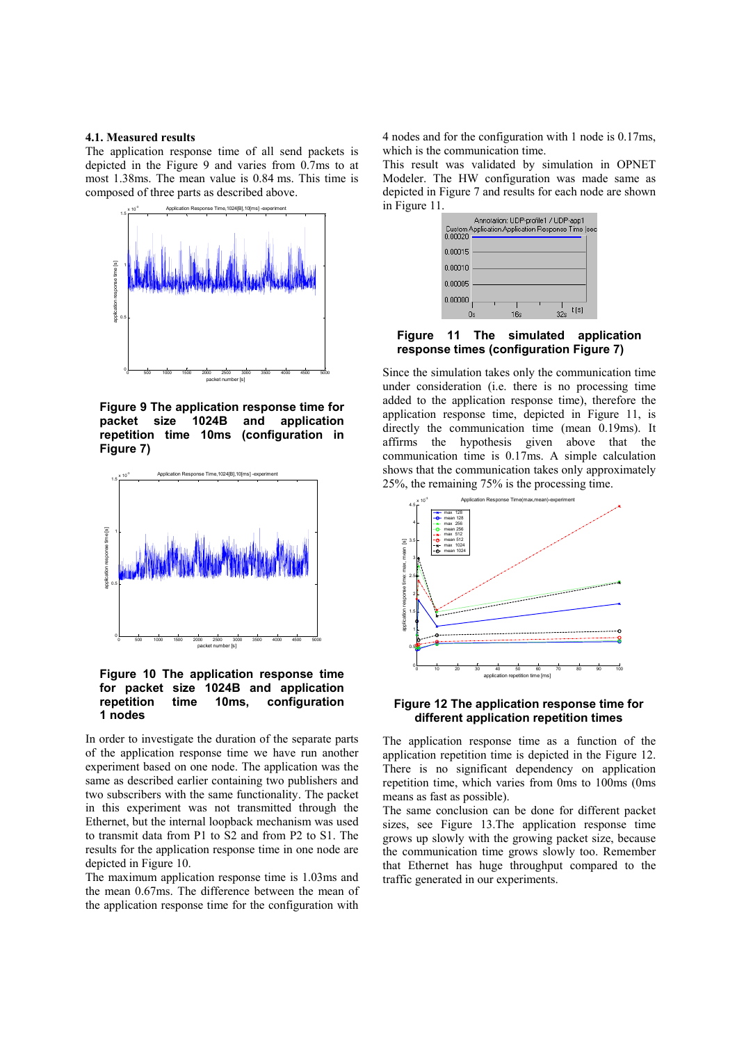### 4.1. Measured results

The application response time of all send packets is depicted in the Figure 9 and varies from 0.7ms to at most 1.38ms. The mean value is 0.84 ms. This time is composed of three parts as described above.

**Figure 9 The application response time for packet size 1024B and application repetition time 10ms (configuration in Figure 7)**

**Figure 10 The application response time for packet size 1024B and application repetition time 10ms, configuration 1 nodes**

In order to investigate the duration of the separate parts of the application response time we have run another experiment based on one node. The application was the same as described earlier containing two publishers and two subscribers with the same functionality. The packet in this experiment was not transmitted through the Ethernet, but the internal loopback mechanism was used to transmit data from P1 to S2 and from P2 to S1. The results for the application response time in one node are depicted in Figure 10.

The maximum application response time is 1.03ms and the mean 0.67ms. The difference between the mean of the application response time for the configuration with 4 nodes and for the configuration with 1 node is 0.17ms, which is the communication time.

This result was validated by simulation in OPNET Modeler. The HW configuration was made same as depicted in Figure 7 and results for each node are shown in Figure 11.

**Figure 11 The simulated application response times (configuration Figure 7)**

Since the simulation takes only the communication time under consideration (i.e. there is no processing time added to the application response time), therefore the application response time, depicted in Figure 11, is directly the communication time (mean 0.19ms). It affirms the hypothesis given above that the communication time is 0.17ms. A simple calculation shows that the communication takes only approximately 25%, the remaining 75% is the processing time.

**Figure 12 The application response time for different application repetition times**

The application response time as a function of the application repetition time is depicted in the Figure 12. There is no significant dependency on application repetition time, which varies from 0ms to 100ms (0ms means as fast as possible).

The same conclusion can be done for different packet sizes, see Figure 13.The application response time grows up slowly with the growing packet size, because the communication time grows slowly too. Remember that Ethernet has huge throughput compared to the traffic generated in our experiments.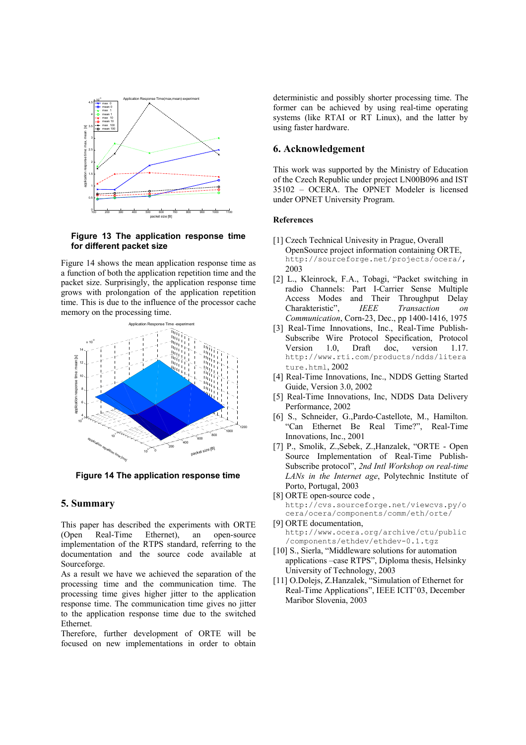Application Response Time(max,mean)-experiment

x 10^-4

max 0
mean 0
max 1
mean 1
max 10
mean 10
max 100
mean 100

application response time: max, mean [s]

packet size [B]

**Figure 13 The application response time for different packet size**

Figure 14 shows the mean application response time as a function of both the application repetition time and the packet size. Surprisingly, the application response time grows with prolongation of the application repetition time. This is due to the influence of the processor cache memory on the processing time.

Application Response Time -experiment

x 10^-4

application response time: mean [s]

application repetition time [ms]

packet size [B]

**Figure 14 The application response time**

## 5. Summary

This paper has described the experiments with ORTE (Open Real-Time Ethernet), an open-source implementation of the RTPS standard, referring to the documentation and the source code available at Sourceforge.

As a result we have we achieved the separation of the processing time and the communication time. The processing time gives higher jitter to the application response time. The communication time gives no jitter to the application response time due to the switched Ethernet.

Therefore, further development of ORTE will be focused on new implementations in order to obtain deterministic and possibly shorter processing time. The former can be achieved by using real-time operating systems (like RTAI or RT Linux), and the latter by using faster hardware.

## 6. Acknowledgement

This work was supported by the Ministry of Education of the Czech Republic under project LN00B096 and IST 35102 – OCERA. The OPNET Modeler is licensed under OPNET University Program.

### References

[1] Czech Technical Univesity in Prague, Overall OpenSource project information containing ORTE, `http://sourceforge.net/projects/ocera/`, 2003

[2] L., Kleinrock, F.A., Tobagi, "Packet switching in radio Channels: Part I-Carrier Sense Multiple Access Modes and Their Throughput Delay Charakteristic", *IEEE Transaction on Communication*, Corn-23, Dec., pp 1400-1416, 1975

[3] Real-Time Innovations, Inc., Real-Time Publish-Subscribe Wire Protocol Specification, Protocol Version 1.0, Draft doc, version 1.17. `http://www.rti.com/products/ndds/literature.html`, 2002

[4] Real-Time Innovations, Inc., NDDS Getting Started Guide, Version 3.0, 2002

[5] Real-Time Innovations, Inc, NDDS Data Delivery Performance, 2002

[6] S., Schneider, G.,Pardo-Castellote, M., Hamilton. "Can Ethernet Be Real Time?", Real-Time Innovations, Inc., 2001

[7] P., Smolik, Z.,Sebek, Z.,Hanzalek, "ORTE - Open Source Implementation of Real-Time Publish-Subscribe protocol", *2nd Intl Workshop on real-time LANs in the Internet age*, Polytechnic Institute of Porto, Portugal, 2003

[8] ORTE open-source code , `http://cvs.sourceforge.net/viewcvs.py/ocera/ocera/components/comm/eth/orte/`

[9] ORTE documentation, `http://www.ocera.org/archive/ctu/public/components/ethdev/ethdev-0.1.tgz`

[10] S., Sierla, "Middleware solutions for automation applications –case RTPS", Diploma thesis, Helsinky University of Technology, 2003

[11] O.Dolejs, Z.Hanzalek, "Simulation of Ethernet for Real-Time Applications", IEEE ICIT'03, December Maribor Slovenia, 2003